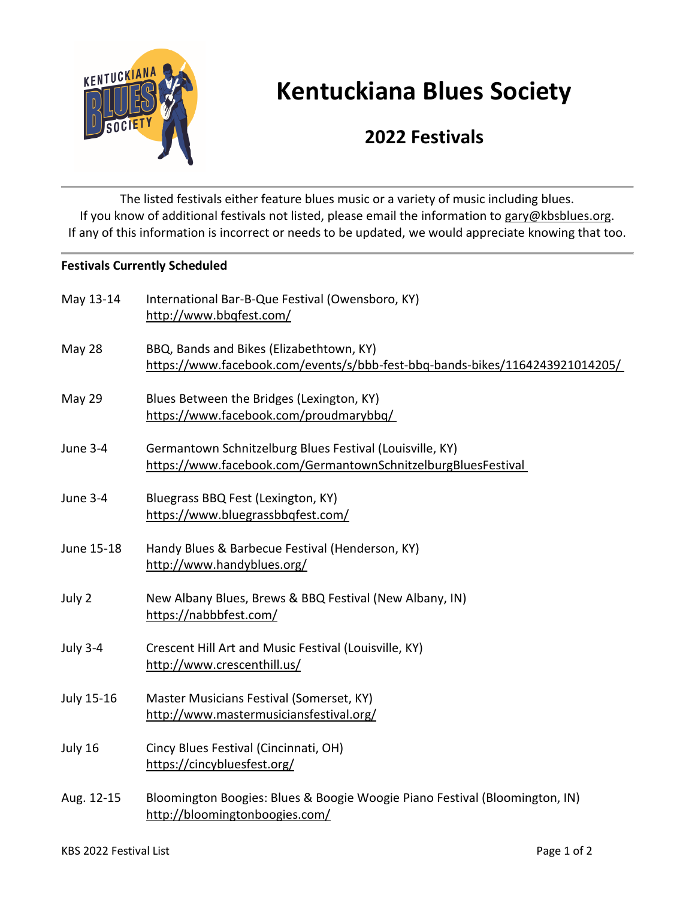# Kentuckiana Blues Society

## 2022 Festivals

The listed festivals either feature blues music or a variety of music including blues.
If you know of additional festivals not listed, please email the information to gary@kbsblues.org.
If any of this information is incorrect or needs to be updated, we would appreciate knowing that too.

**Festivals Currently Scheduled**

| | |
|---|---|
| May 13-14 | International Bar-B-Que Festival (Owensboro, KY)<br>http://www.bbqfest.com/ |
| May 28 | BBQ, Bands and Bikes (Elizabethtown, KY)<br>https://www.facebook.com/events/s/bbb-fest-bbq-bands-bikes/1164243921014205/ |
| May 29 | Blues Between the Bridges (Lexington, KY)<br>https://www.facebook.com/proudmarybbq/ |
| June 3-4 | Germantown Schnitzelburg Blues Festival (Louisville, KY)<br>https://www.facebook.com/GermantownSchnitzelburgBluesFestival |
| June 3-4 | Bluegrass BBQ Fest (Lexington, KY)<br>https://www.bluegrassbbqfest.com/ |
| June 15-18 | Handy Blues & Barbecue Festival (Henderson, KY)<br>http://www.handyblues.org/ |
| July 2 | New Albany Blues, Brews & BBQ Festival (New Albany, IN)<br>https://nabbbfest.com/ |
| July 3-4 | Crescent Hill Art and Music Festival (Louisville, KY)<br>http://www.crescenthill.us/ |
| July 15-16 | Master Musicians Festival (Somerset, KY)<br>http://www.mastermusiciansfestival.org/ |
| July 16 | Cincy Blues Festival (Cincinnati, OH)<br>https://cincybluesfest.org/ |
| Aug. 12-15 | Bloomington Boogies: Blues & Boogie Woogie Piano Festival (Bloomington, IN)<br>http://bloomingtonboogies.com/ |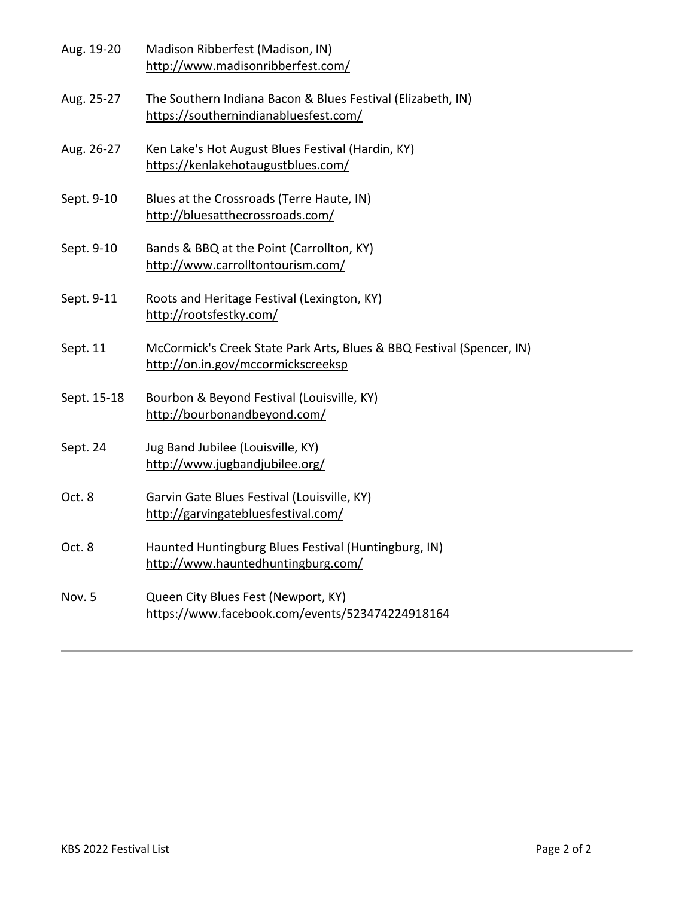| | | |
|---|---|---|
| Aug. 19-20 | Madison Ribberfest (Madison, IN)<br>http://www.madisonribberfest.com/ |
| Aug. 25-27 | The Southern Indiana Bacon & Blues Festival (Elizabeth, IN)<br>https://southernindianabluesfest.com/ |
| Aug. 26-27 | Ken Lake's Hot August Blues Festival (Hardin, KY)<br>https://kenlakehotaugustblues.com/ |
| Sept. 9-10 | Blues at the Crossroads (Terre Haute, IN)<br>http://bluesatthecrossroads.com/ |
| Sept. 9-10 | Bands & BBQ at the Point (Carrollton, KY)<br>http://www.carrolltontourism.com/ |
| Sept. 9-11 | Roots and Heritage Festival (Lexington, KY)<br>http://rootsfestky.com/ |
| Sept. 11 | McCormick's Creek State Park Arts, Blues & BBQ Festival (Spencer, IN)<br>http://on.in.gov/mccormickscreeksp |
| Sept. 15-18 | Bourbon & Beyond Festival (Louisville, KY)<br>http://bourbonandbeyond.com/ |
| Sept. 24 | Jug Band Jubilee (Louisville, KY)<br>http://www.jugbandjubilee.org/ |
| Oct. 8 | Garvin Gate Blues Festival (Louisville, KY)<br>http://garvingatebluesfestival.com/ |
| Oct. 8 | Haunted Huntingburg Blues Festival (Huntingburg, IN)<br>http://www.hauntedhuntingburg.com/ |
| Nov. 5 | Queen City Blues Fest (Newport, KY)<br>https://www.facebook.com/events/523474224918164 |